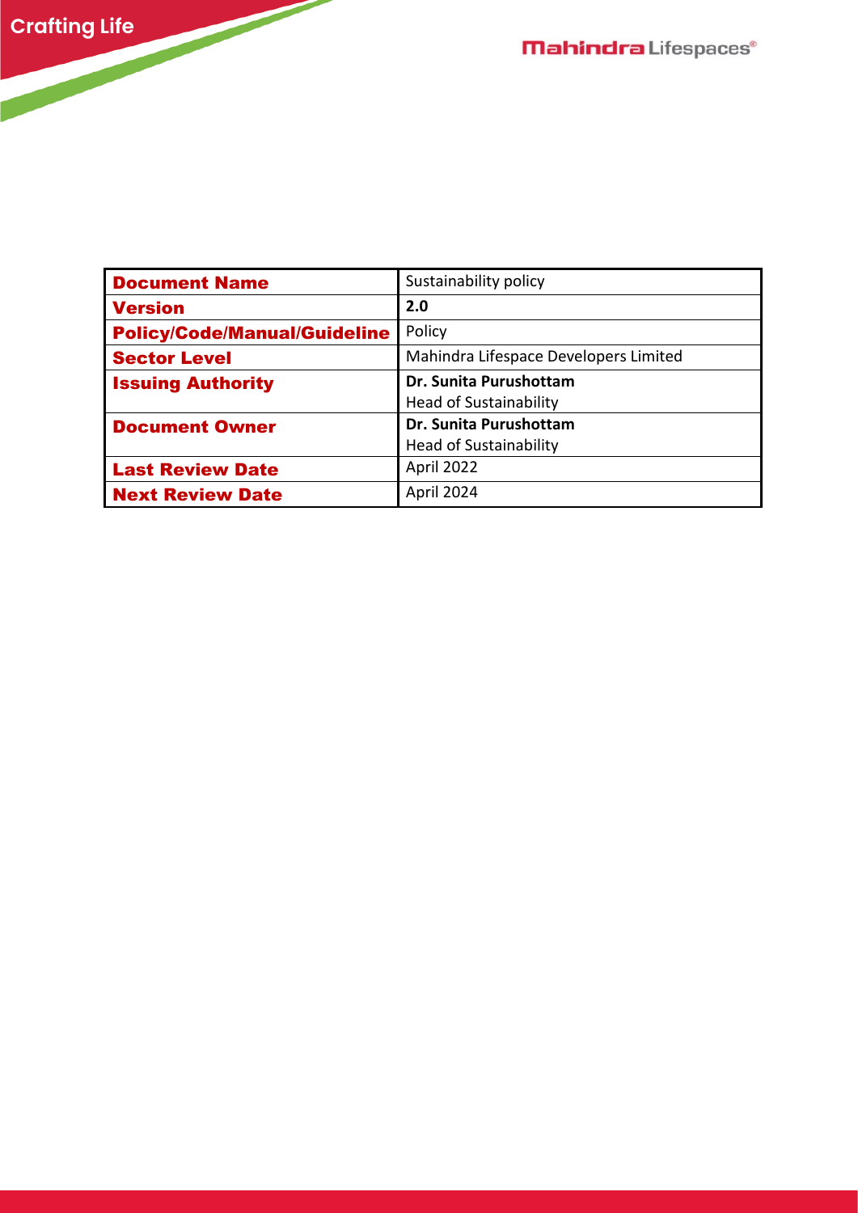| | |
|---|---|
| **Document Name** | Sustainability policy |
| **Version** | **2.0** |
| **Policy/Code/Manual/Guideline** | Policy |
| **Sector Level** | Mahindra Lifespace Developers Limited |
| **Issuing Authority** | **Dr. Sunita Purushottam** Head of Sustainability |
| **Document Owner** | **Dr. Sunita Purushottam** Head of Sustainability |
| **Last Review Date** | April 2022 |
| **Next Review Date** | April 2024 |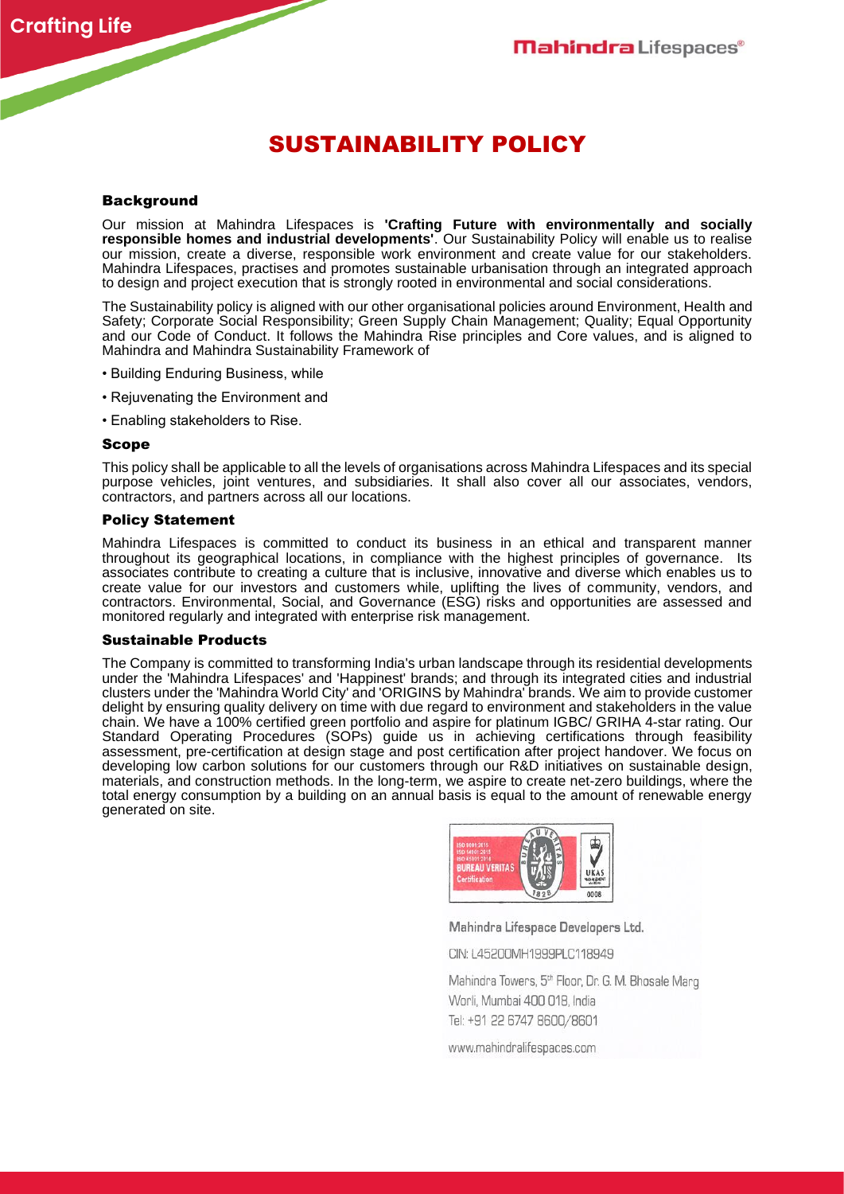# SUSTAINABILITY POLICY

## Background

Our mission at Mahindra Lifespaces is **'Crafting Future with environmentally and socially responsible homes and industrial developments'**. Our Sustainability Policy will enable us to realise our mission, create a diverse, responsible work environment and create value for our stakeholders. Mahindra Lifespaces, practises and promotes sustainable urbanisation through an integrated approach to design and project execution that is strongly rooted in environmental and social considerations.

The Sustainability policy is aligned with our other organisational policies around Environment, Health and Safety; Corporate Social Responsibility; Green Supply Chain Management; Quality; Equal Opportunity and our Code of Conduct. It follows the Mahindra Rise principles and Core values, and is aligned to Mahindra and Mahindra Sustainability Framework of

- Building Enduring Business, while
- Rejuvenating the Environment and
- Enabling stakeholders to Rise.

## Scope

This policy shall be applicable to all the levels of organisations across Mahindra Lifespaces and its special purpose vehicles, joint ventures, and subsidiaries. It shall also cover all our associates, vendors, contractors, and partners across all our locations.

## Policy Statement

Mahindra Lifespaces is committed to conduct its business in an ethical and transparent manner throughout its geographical locations, in compliance with the highest principles of governance. Its associates contribute to creating a culture that is inclusive, innovative and diverse which enables us to create value for our investors and customers while, uplifting the lives of community, vendors, and contractors. Environmental, Social, and Governance (ESG) risks and opportunities are assessed and monitored regularly and integrated with enterprise risk management.

## Sustainable Products

The Company is committed to transforming India's urban landscape through its residential developments under the 'Mahindra Lifespaces' and 'Happinest' brands; and through its integrated cities and industrial clusters under the 'Mahindra World City' and 'ORIGINS by Mahindra' brands. We aim to provide customer delight by ensuring quality delivery on time with due regard to environment and stakeholders in the value chain. We have a 100% certified green portfolio and aspire for platinum IGBC/ GRIHA 4-star rating. Our Standard Operating Procedures (SOPs) guide us in achieving certifications through feasibility assessment, pre-certification at design stage and post certification after project handover. We focus on developing low carbon solutions for our customers through our R&D initiatives on sustainable design, materials, and construction methods. In the long-term, we aspire to create net-zero buildings, where the total energy consumption by a building on an annual basis is equal to the amount of renewable energy generated on site.

Mahindra Lifespace Developers Ltd.

CIN: L45200MH1999PLC118949

Mahindra Towers, 5th Floor, Dr. G. M. Bhosale Marg
Worli, Mumbai 400 018, India
Tel: +91 22 6747 8600/8601

www.mahindralifespaces.com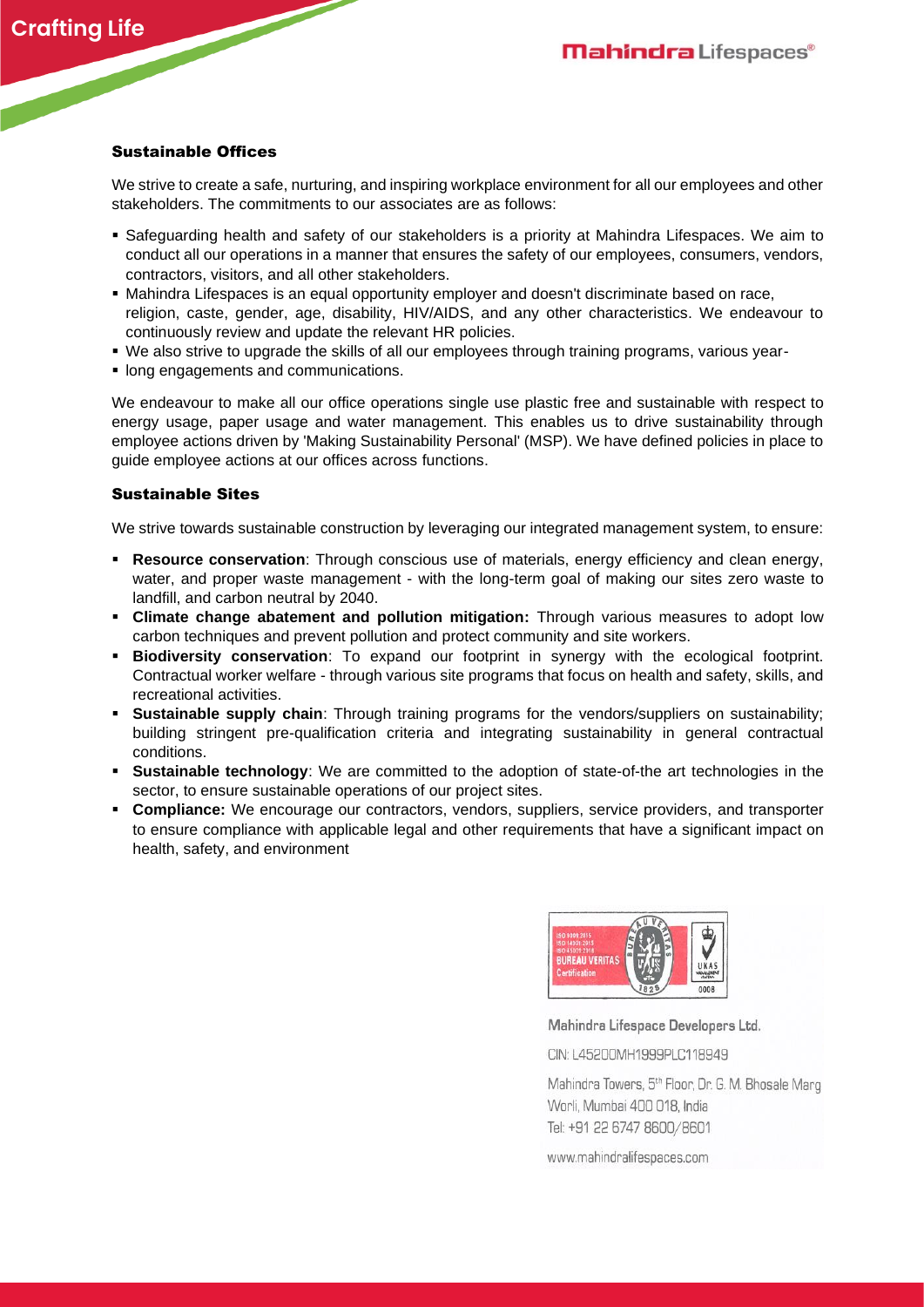### Sustainable Offices

We strive to create a safe, nurturing, and inspiring workplace environment for all our employees and other stakeholders. The commitments to our associates are as follows:

- Safeguarding health and safety of our stakeholders is a priority at Mahindra Lifespaces. We aim to conduct all our operations in a manner that ensures the safety of our employees, consumers, vendors, contractors, visitors, and all other stakeholders.
- Mahindra Lifespaces is an equal opportunity employer and doesn't discriminate based on race, religion, caste, gender, age, disability, HIV/AIDS, and any other characteristics. We endeavour to continuously review and update the relevant HR policies.
- We also strive to upgrade the skills of all our employees through training programs, various year-
- long engagements and communications.

We endeavour to make all our office operations single use plastic free and sustainable with respect to energy usage, paper usage and water management. This enables us to drive sustainability through employee actions driven by 'Making Sustainability Personal' (MSP). We have defined policies in place to guide employee actions at our offices across functions.

### Sustainable Sites

We strive towards sustainable construction by leveraging our integrated management system, to ensure:

- **Resource conservation**: Through conscious use of materials, energy efficiency and clean energy, water, and proper waste management - with the long-term goal of making our sites zero waste to landfill, and carbon neutral by 2040.
- **Climate change abatement and pollution mitigation:** Through various measures to adopt low carbon techniques and prevent pollution and protect community and site workers.
- **Biodiversity conservation**: To expand our footprint in synergy with the ecological footprint. Contractual worker welfare - through various site programs that focus on health and safety, skills, and recreational activities.
- **Sustainable supply chain**: Through training programs for the vendors/suppliers on sustainability; building stringent pre-qualification criteria and integrating sustainability in general contractual conditions.
- **Sustainable technology**: We are committed to the adoption of state-of-the art technologies in the sector, to ensure sustainable operations of our project sites.
- **Compliance:** We encourage our contractors, vendors, suppliers, service providers, and transporter to ensure compliance with applicable legal and other requirements that have a significant impact on health, safety, and environment

Mahindra Lifespace Developers Ltd.

CIN: L45200MH1999PLC118949

Mahindra Towers, 5th Floor, Dr. G. M. Bhosale Marg
Worli, Mumbai 400 018, India
Tel: +91 22 6747 8600/8601

www.mahindralifespaces.com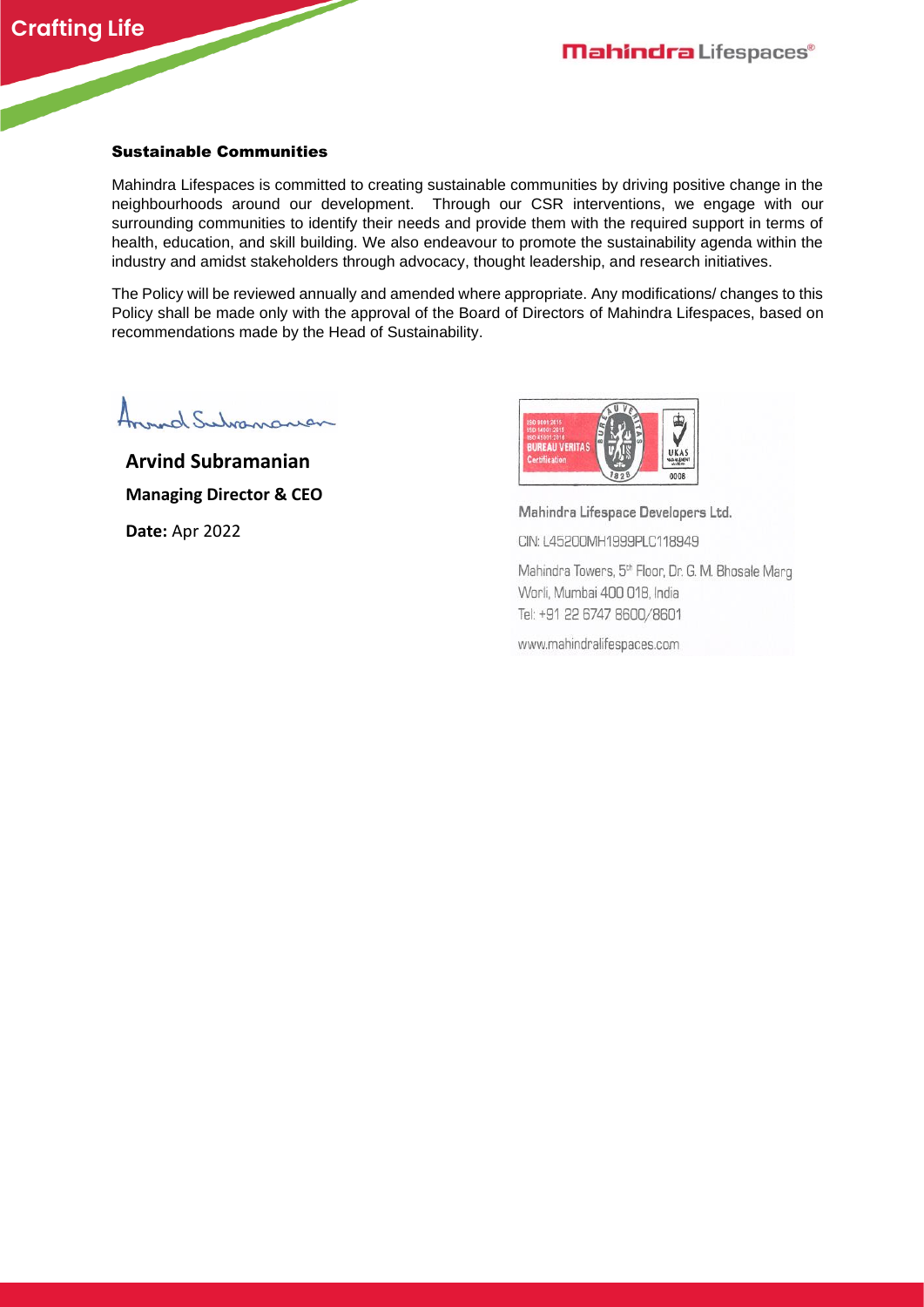## Sustainable Communities

Mahindra Lifespaces is committed to creating sustainable communities by driving positive change in the neighbourhoods around our development. Through our CSR interventions, we engage with our surrounding communities to identify their needs and provide them with the required support in terms of health, education, and skill building. We also endeavour to promote the sustainability agenda within the industry and amidst stakeholders through advocacy, thought leadership, and research initiatives.

The Policy will be reviewed annually and amended where appropriate. Any modifications/ changes to this Policy shall be made only with the approval of the Board of Directors of Mahindra Lifespaces, based on recommendations made by the Head of Sustainability.

**Arvind Subramanian**

**Managing Director & CEO**

**Date:** Apr 2022

Mahindra Lifespace Developers Ltd.

CIN: L45200MH1999PLC118949

Mahindra Towers, 5th Floor, Dr. G. M. Bhosale Marg
Worli, Mumbai 400 018, India
Tel: +91 22 6747 8600/8601

www.mahindralifespaces.com